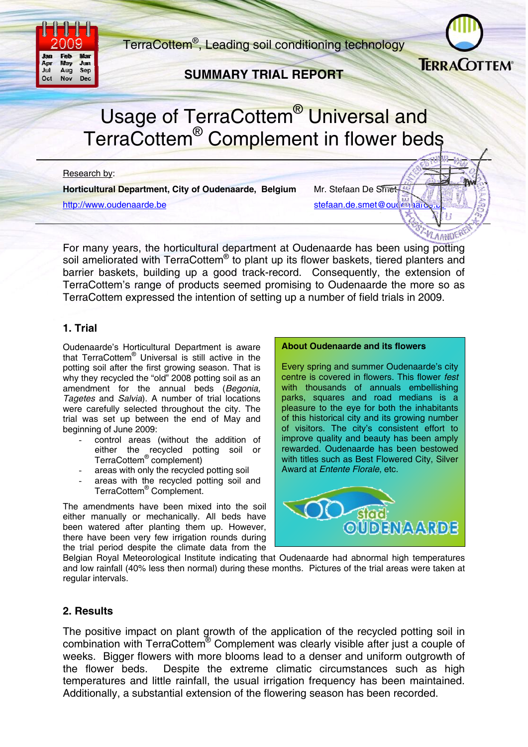TerraCottem®, Leading soil conditioning technology

**SUMMARY TRIAL REPORT**

# Usage of TerraCottem® Universal and TerraCottem® Complement in flower beds

Research by:

**Horticultural Department, City of Oudenaarde, Belgium** — Mr. Stefaan De Smet

http://www.oudenaarde.be — stefaan.de.smet@oudenaarde.be

For many years, the horticultural department at Oudenaarde has been using potting soil ameliorated with TerraCottem® to plant up its flower baskets, tiered planters and barrier baskets, building up a good track-record. Consequently, the extension of TerraCottem's range of products seemed promising to Oudenaarde the more so as TerraCottem expressed the intention of setting up a number of field trials in 2009.

## 1. Trial

Oudenaarde's Horticultural Department is aware that TerraCottem® Universal is still active in the potting soil after the first growing season. That is why they recycled the "old" 2008 potting soil as an amendment for the annual beds (*Begonia, Tagetes* and *Salvia*). A number of trial locations were carefully selected throughout the city. The trial was set up between the end of May and beginning of June 2009:

- control areas (without the addition of either the recycled potting soil or TerraCottem® complement)
- areas with only the recycled potting soil
- areas with the recycled potting soil and TerraCottem® Complement.

The amendments have been mixed into the soil either manually or mechanically. All beds have been watered after planting them up. However, there have been very few irrigation rounds during the trial period despite the climate data from the Belgian Royal Meteorological Institute indicating that Oudenaarde had abnormal high temperatures and low rainfall (40% less then normal) during these months. Pictures of the trial areas were taken at regular intervals.

**About Oudenaarde and its flowers**

Every spring and summer Oudenaarde's city centre is covered in flowers. This flower *fest* with thousands of annuals embellishing parks, squares and road medians is a pleasure to the eye for both the inhabitants of this historical city and its growing number of visitors. The city's consistent effort to improve quality and beauty has been amply rewarded. Oudenaarde has been bestowed with titles such as Best Flowered City, Silver Award at *Entente Florale*, etc.

## 2. Results

The positive impact on plant growth of the application of the recycled potting soil in combination with TerraCottem® Complement was clearly visible after just a couple of weeks. Bigger flowers with more blooms lead to a denser and uniform outgrowth of the flower beds. Despite the extreme climatic circumstances such as high temperatures and little rainfall, the usual irrigation frequency has been maintained. Additionally, a substantial extension of the flowering season has been recorded.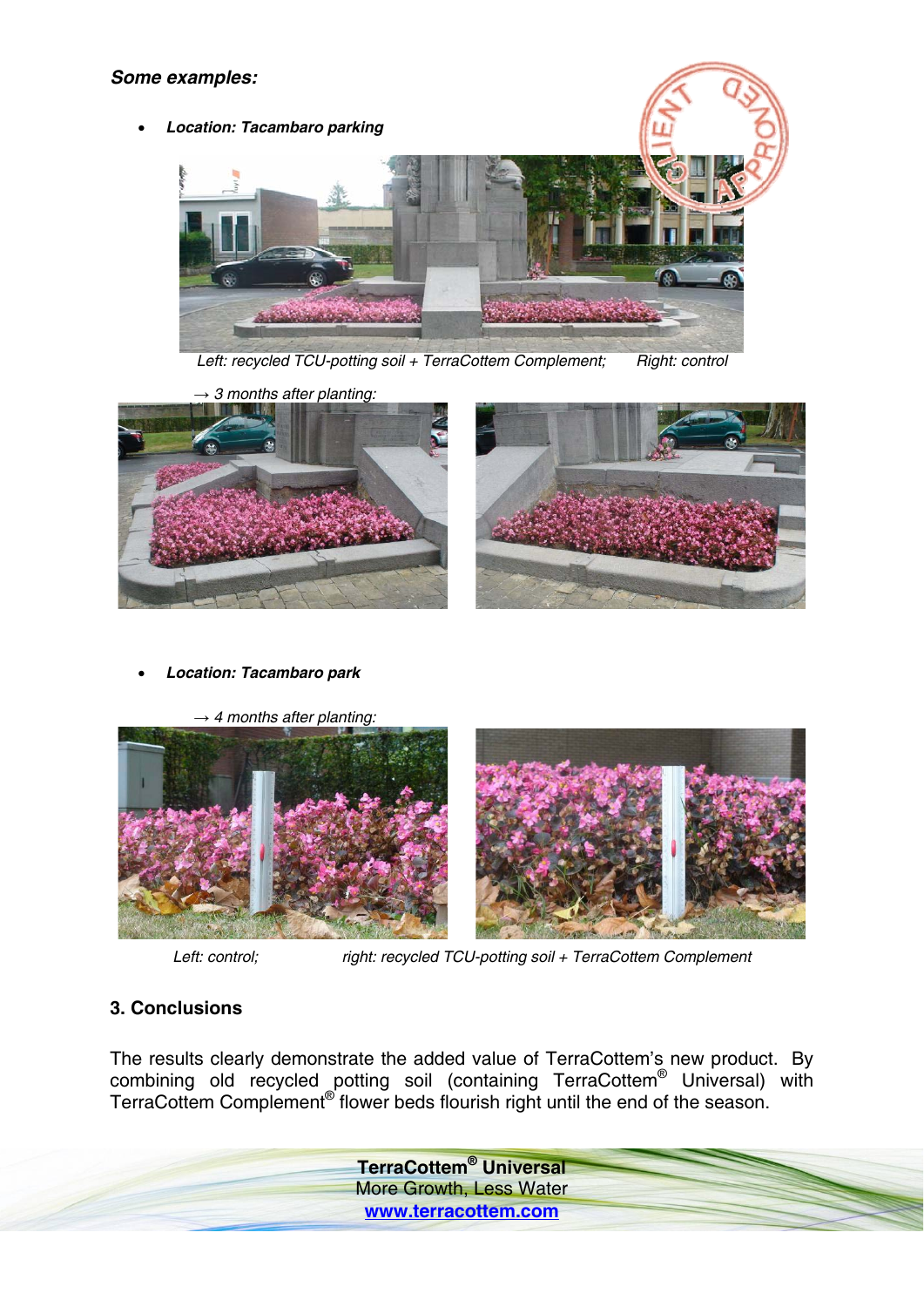***Some examples:***

- ***Location: Tacambaro parking***

*Left: recycled TCU-potting soil + TerraCottem Complement;        Right: control*

*→ 3 months after planting:*

- ***Location: Tacambaro park***

*→ 4 months after planting:*

*Left: control;                    right: recycled TCU-potting soil + TerraCottem Complement*

## 3. Conclusions

The results clearly demonstrate the added value of TerraCottem's new product. By combining old recycled potting soil (containing TerraCottem® Universal) with TerraCottem Complement® flower beds flourish right until the end of the season.

**TerraCottem® Universal**
More Growth, Less Water
**www.terracottem.com**